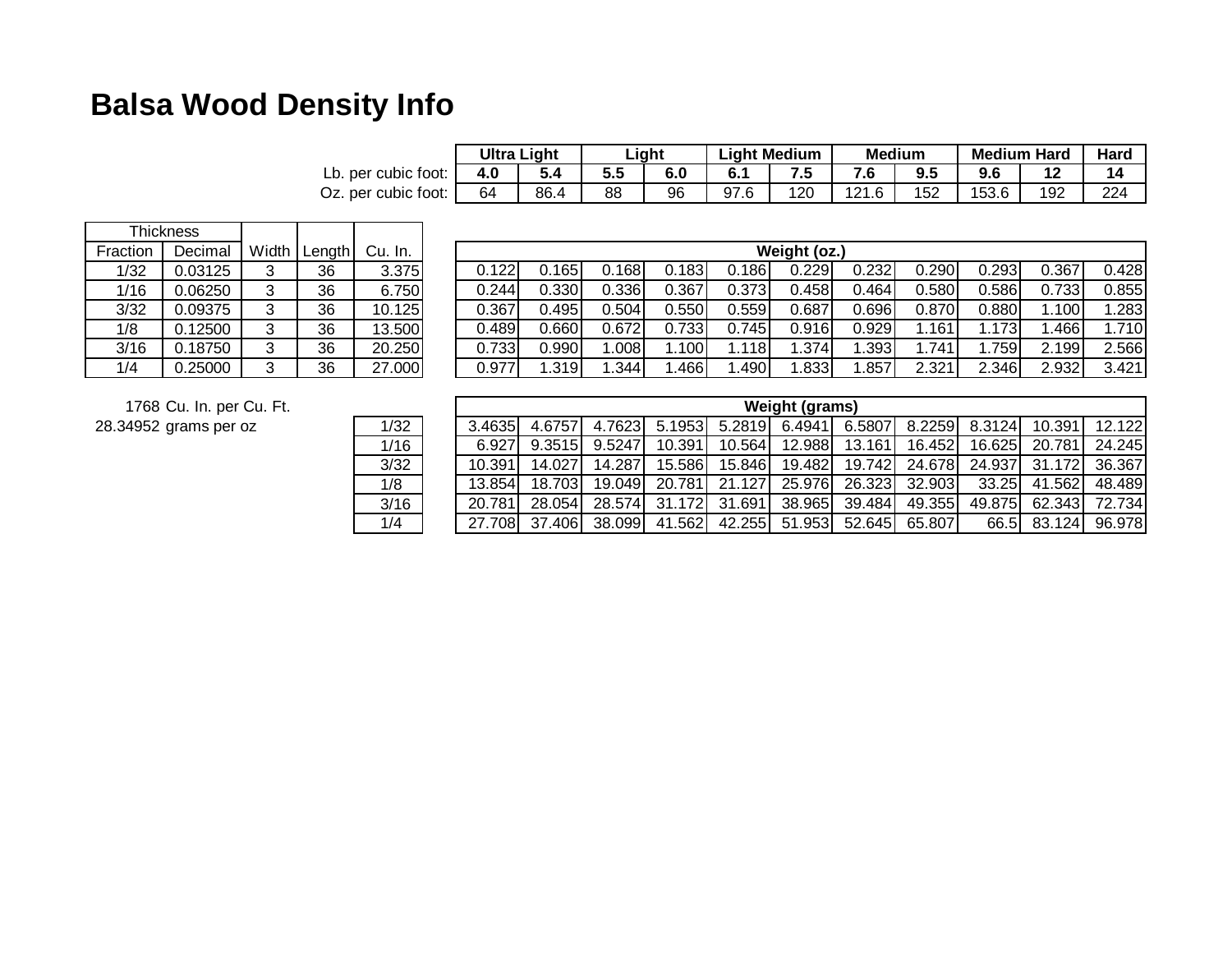# Balsa Wood Density Info

| | Ultra Light | | Light | | Light Medium | | Medium | | Medium Hard | | Hard |
|---|---|---|---|---|---|---|---|---|---|---|---|
| Lb. per cubic foot: | 4.0 | 5.4 | 5.5 | 6.0 | 6.1 | 7.5 | 7.6 | 9.5 | 9.6 | 12 | 14 |
| Oz. per cubic foot: | 64 | 86.4 | 88 | 96 | 97.6 | 120 | 121.6 | 152 | 153.6 | 192 | 224 |

| Thickness | | | | | Weight (oz.) | | | | | | | | | | |
|---|---|---|---|---|---|---|---|---|---|---|---|---|---|---|---|
| Fraction | Decimal | Width | Length | Cu. In. | | | | | | | | | | | |
| 1/32 | 0.03125 | 3 | 36 | 3.375 | 0.122 | 0.165 | 0.168 | 0.183 | 0.186 | 0.229 | 0.232 | 0.290 | 0.293 | 0.367 | 0.428 |
| 1/16 | 0.06250 | 3 | 36 | 6.750 | 0.244 | 0.330 | 0.336 | 0.367 | 0.373 | 0.458 | 0.464 | 0.580 | 0.586 | 0.733 | 0.855 |
| 3/32 | 0.09375 | 3 | 36 | 10.125 | 0.367 | 0.495 | 0.504 | 0.550 | 0.559 | 0.687 | 0.696 | 0.870 | 0.880 | 1.100 | 1.283 |
| 1/8 | 0.12500 | 3 | 36 | 13.500 | 0.489 | 0.660 | 0.672 | 0.733 | 0.745 | 0.916 | 0.929 | 1.161 | 1.173 | 1.466 | 1.710 |
| 3/16 | 0.18750 | 3 | 36 | 20.250 | 0.733 | 0.990 | 1.008 | 1.100 | 1.118 | 1.374 | 1.393 | 1.741 | 1.759 | 2.199 | 2.566 |
| 1/4 | 0.25000 | 3 | 36 | 27.000 | 0.977 | 1.319 | 1.344 | 1.466 | 1.490 | 1.833 | 1.857 | 2.321 | 2.346 | 2.932 | 3.421 |

1768 Cu. In. per Cu. Ft.

28.34952 grams per oz

| | Weight (grams) | | | | | | | | | | |
|---|---|---|---|---|---|---|---|---|---|---|---|
| 1/32 | 3.4635 | 4.6757 | 4.7623 | 5.1953 | 5.2819 | 6.4941 | 6.5807 | 8.2259 | 8.3124 | 10.391 | 12.122 |
| 1/16 | 6.927 | 9.3515 | 9.5247 | 10.391 | 10.564 | 12.988 | 13.161 | 16.452 | 16.625 | 20.781 | 24.245 |
| 3/32 | 10.391 | 14.027 | 14.287 | 15.586 | 15.846 | 19.482 | 19.742 | 24.678 | 24.937 | 31.172 | 36.367 |
| 1/8 | 13.854 | 18.703 | 19.049 | 20.781 | 21.127 | 25.976 | 26.323 | 32.903 | 33.25 | 41.562 | 48.489 |
| 3/16 | 20.781 | 28.054 | 28.574 | 31.172 | 31.691 | 38.965 | 39.484 | 49.355 | 49.875 | 62.343 | 72.734 |
| 1/4 | 27.708 | 37.406 | 38.099 | 41.562 | 42.255 | 51.953 | 52.645 | 65.807 | 66.5 | 83.124 | 96.978 |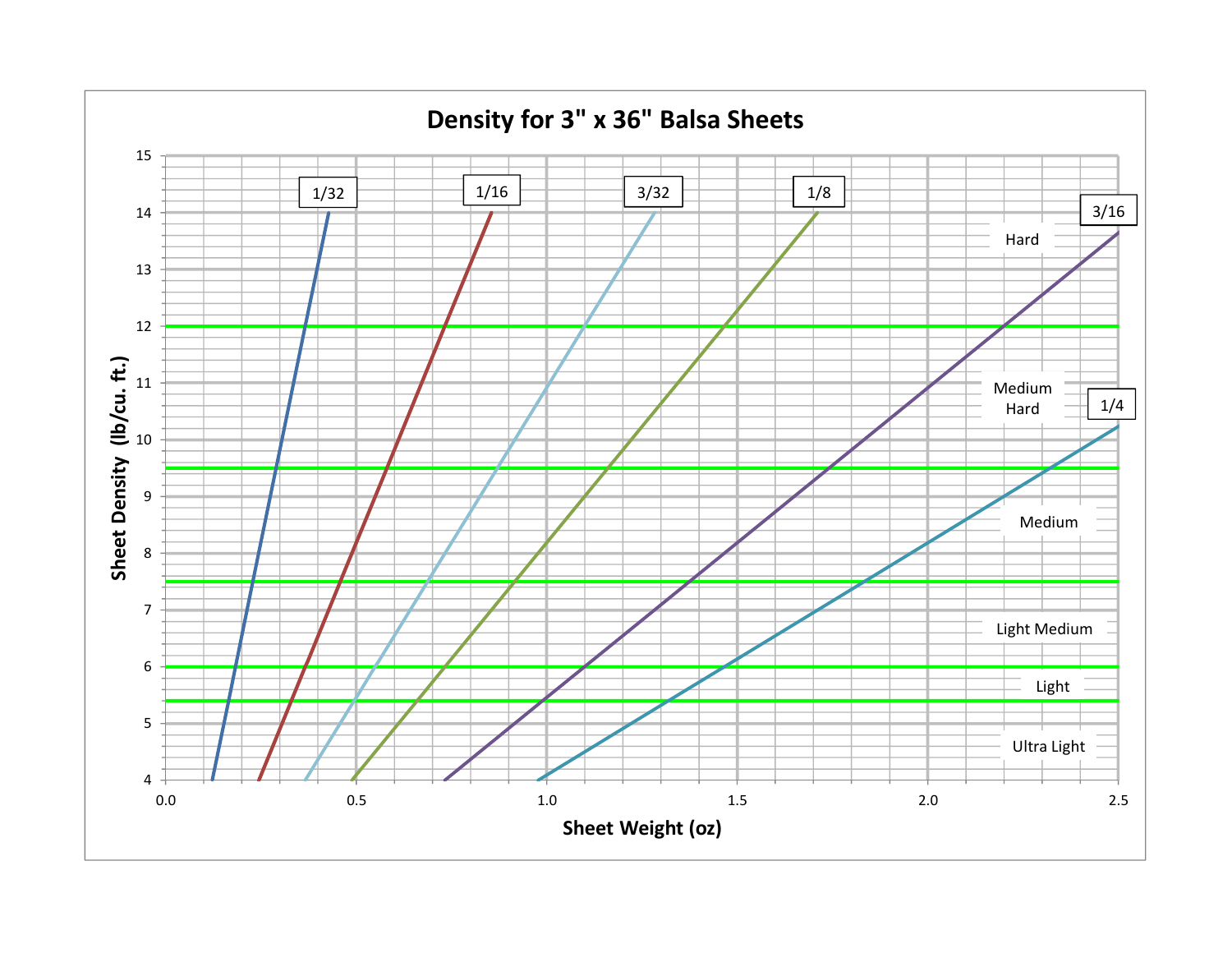# Density for 3" x 36" Balsa Sheets

Sheet Density (lb/cu. ft.)

Sheet Weight (oz)

1/32 | 1/16 | 3/32 | 1/8 | 3/16 | 1/4

Hard

Medium Hard

Medium

Light Medium

Light

Ultra Light

15, 14, 13, 12, 11, 10, 9, 8, 7, 6, 5, 4

0.0, 0.5, 1.0, 1.5, 2.0, 2.5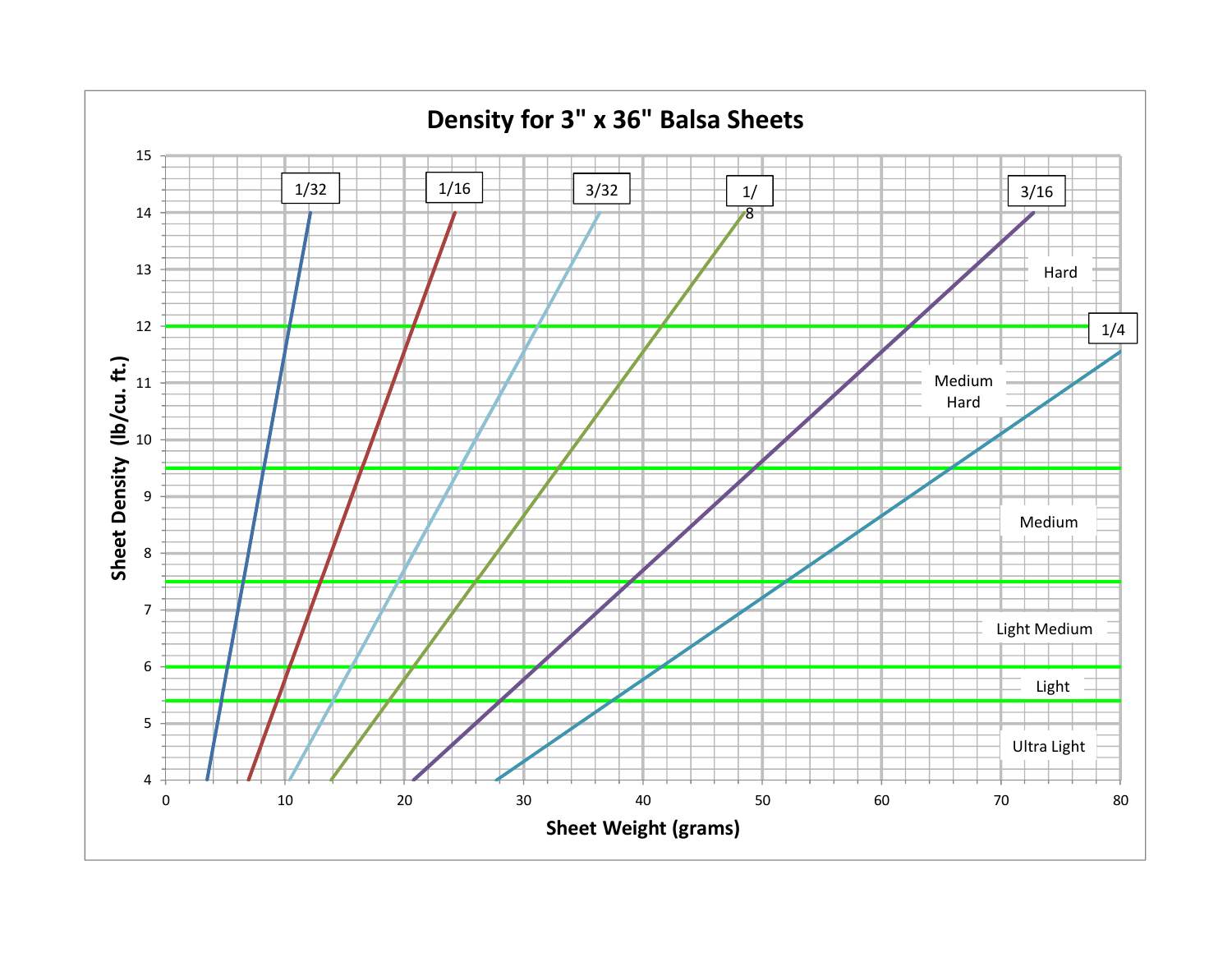# Density for 3" x 36" Balsa Sheets

Sheet Density (lb/cu. ft.) vs. Sheet Weight (grams)

Lines: 1/32, 1/16, 3/32, 1/8, 3/16, 1/4

Density categories:
- Hard (above 12)
- Medium Hard (9.5 – 12)
- Medium (7.5 – 9.5)
- Light Medium (6 – 7.5)
- Light (5.4 – 6)
- Ultra Light (below 5.4)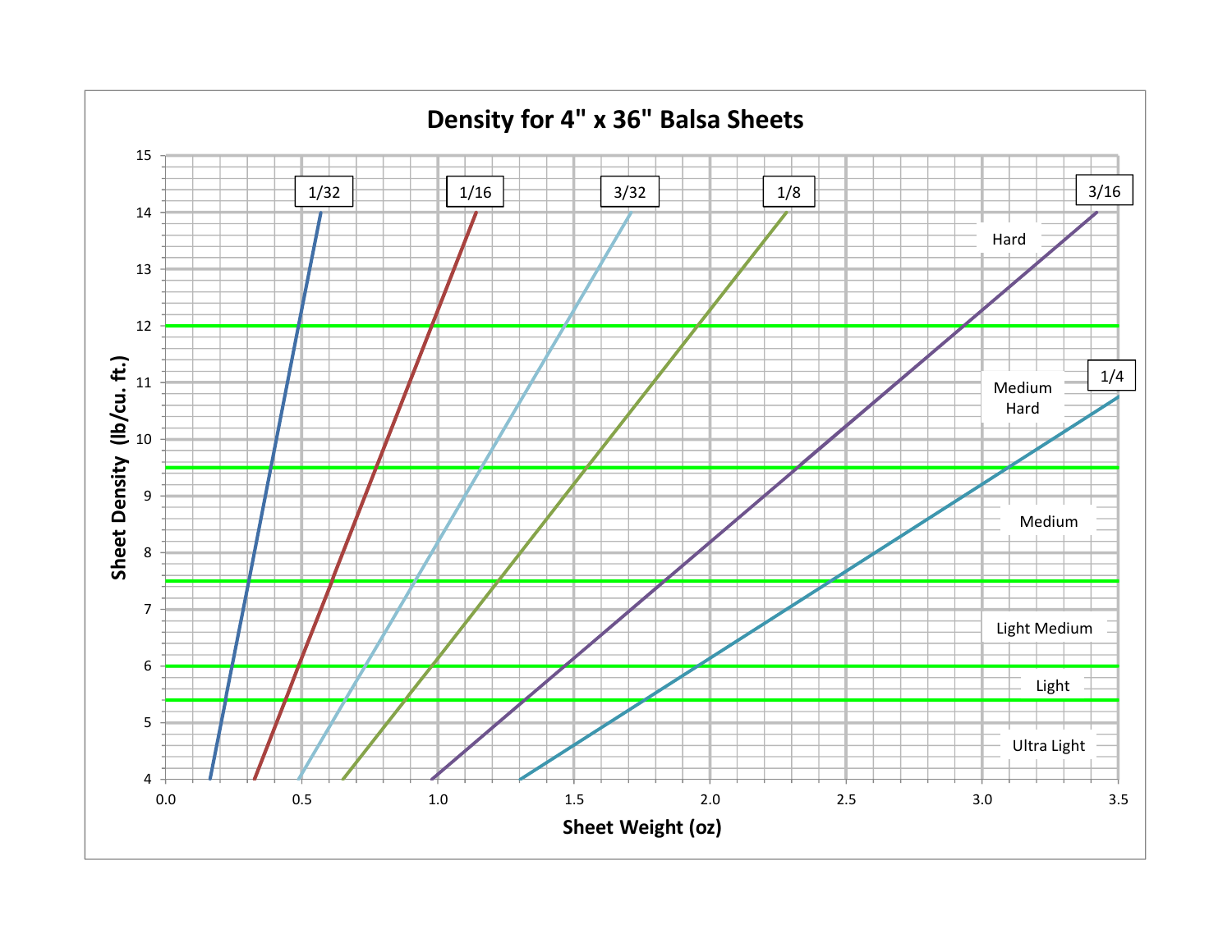## Density for 4" x 36" Balsa Sheets

Sheet Density (lb/cu. ft.) vs. Sheet Weight (oz)

Sheet thicknesses: 1/32, 1/16, 3/32, 1/8, 3/16, 1/4

Density ranges: Hard, Medium Hard, Medium, Light Medium, Light, Ultra Light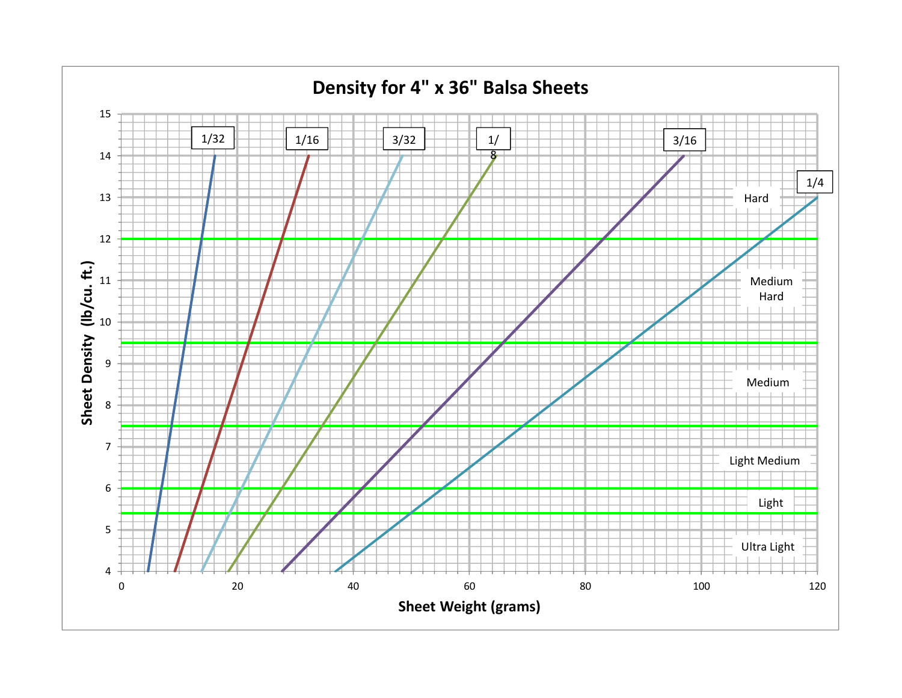# Density for 4" x 36" Balsa Sheets

Sheet Density (lb/cu. ft.)

15
14
13
12
11
10
9
8
7
6
5
4

1/32 | 1/16 | 3/32 | 1/8 | 3/16 | 1/4

Hard

Medium Hard

Medium

Light Medium

Light

Ultra Light

0 | 20 | 40 | 60 | 80 | 100 | 120

Sheet Weight (grams)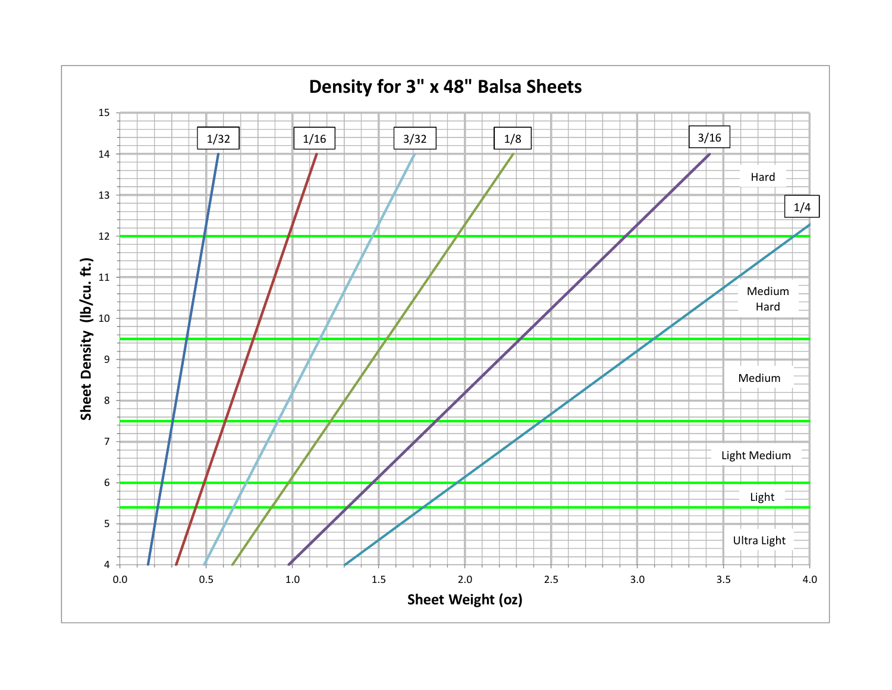# Density for 3" x 48" Balsa Sheets

Sheet Density (lb/cu. ft.)

Sheet Weight (oz)

1/32, 1/16, 3/32, 1/8, 3/16, 1/4

Hard

Medium Hard

Medium

Light Medium

Light

Ultra Light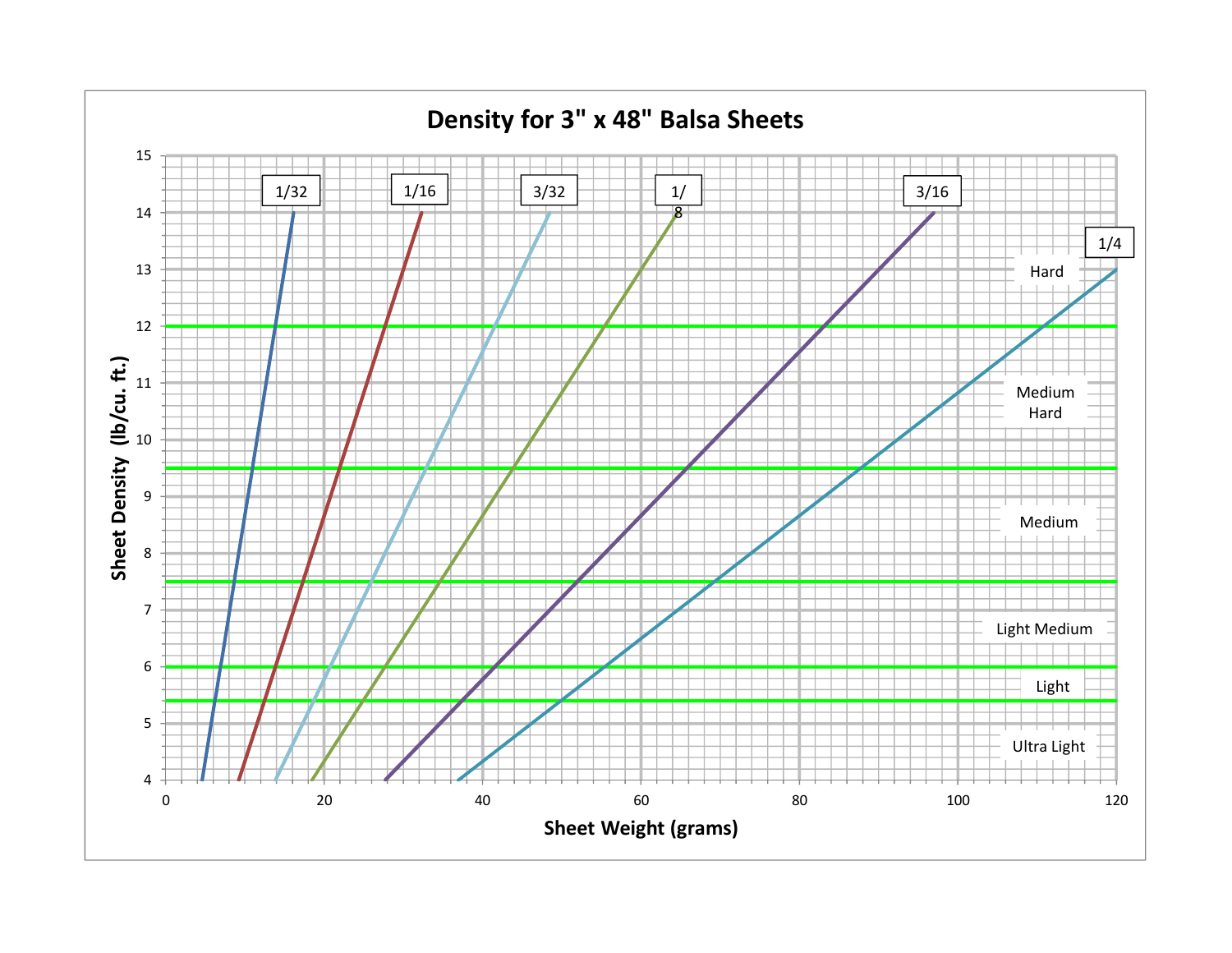# Density for 3" x 48" Balsa Sheets

Sheet Density (lb/cu. ft.)

Sheet Weight (grams)

1/32 | 1/16 | 3/32 | 1/8 | 3/16 | 1/4

Hard

Medium Hard

Medium

Light Medium

Light

Ultra Light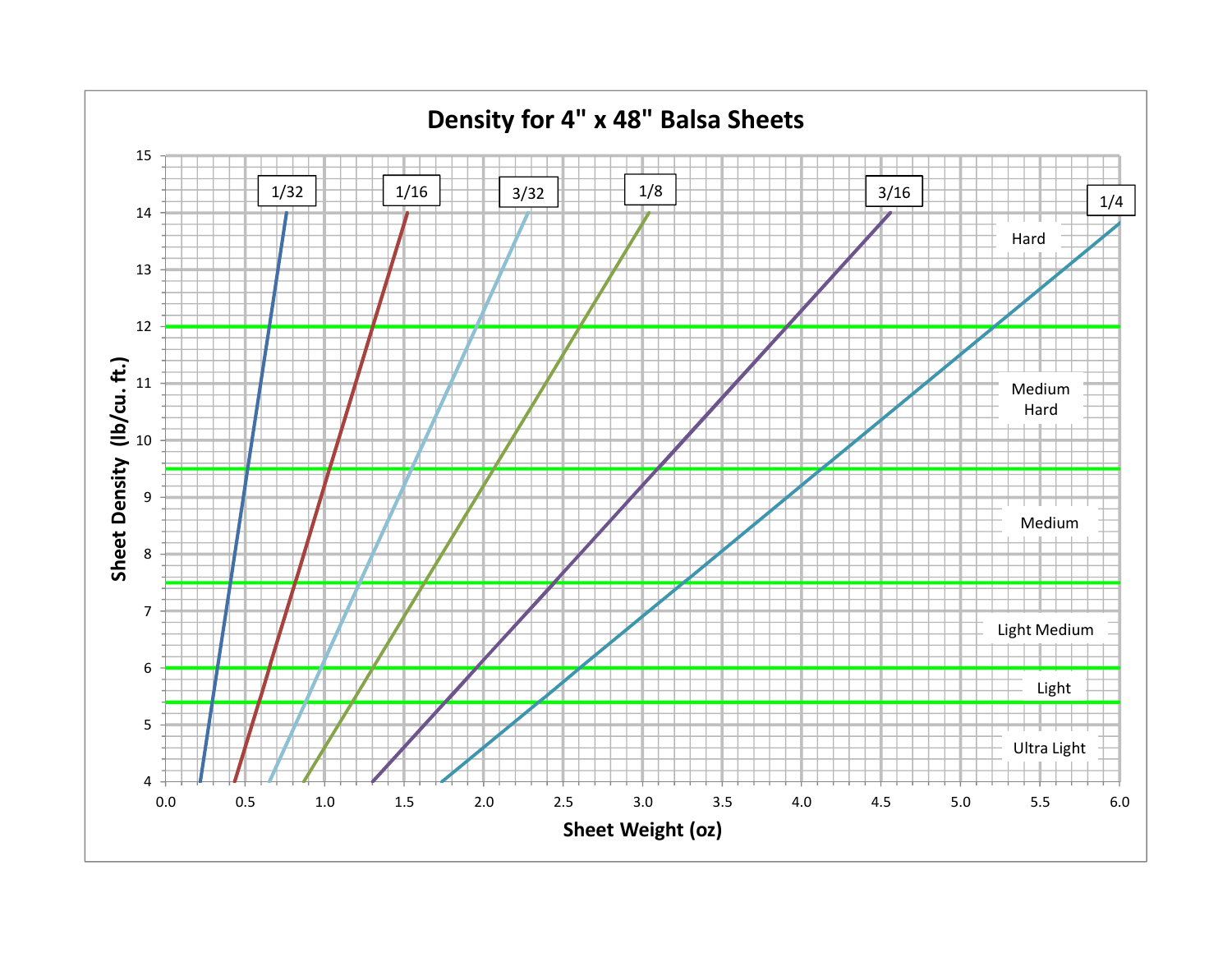# Density for 4" x 48" Balsa Sheets

Sheet Density (lb/cu. ft.)

Sheet Weight (oz)

1/32, 1/16, 3/32, 1/8, 3/16, 1/4

Hard

Medium Hard

Medium

Light Medium

Light

Ultra Light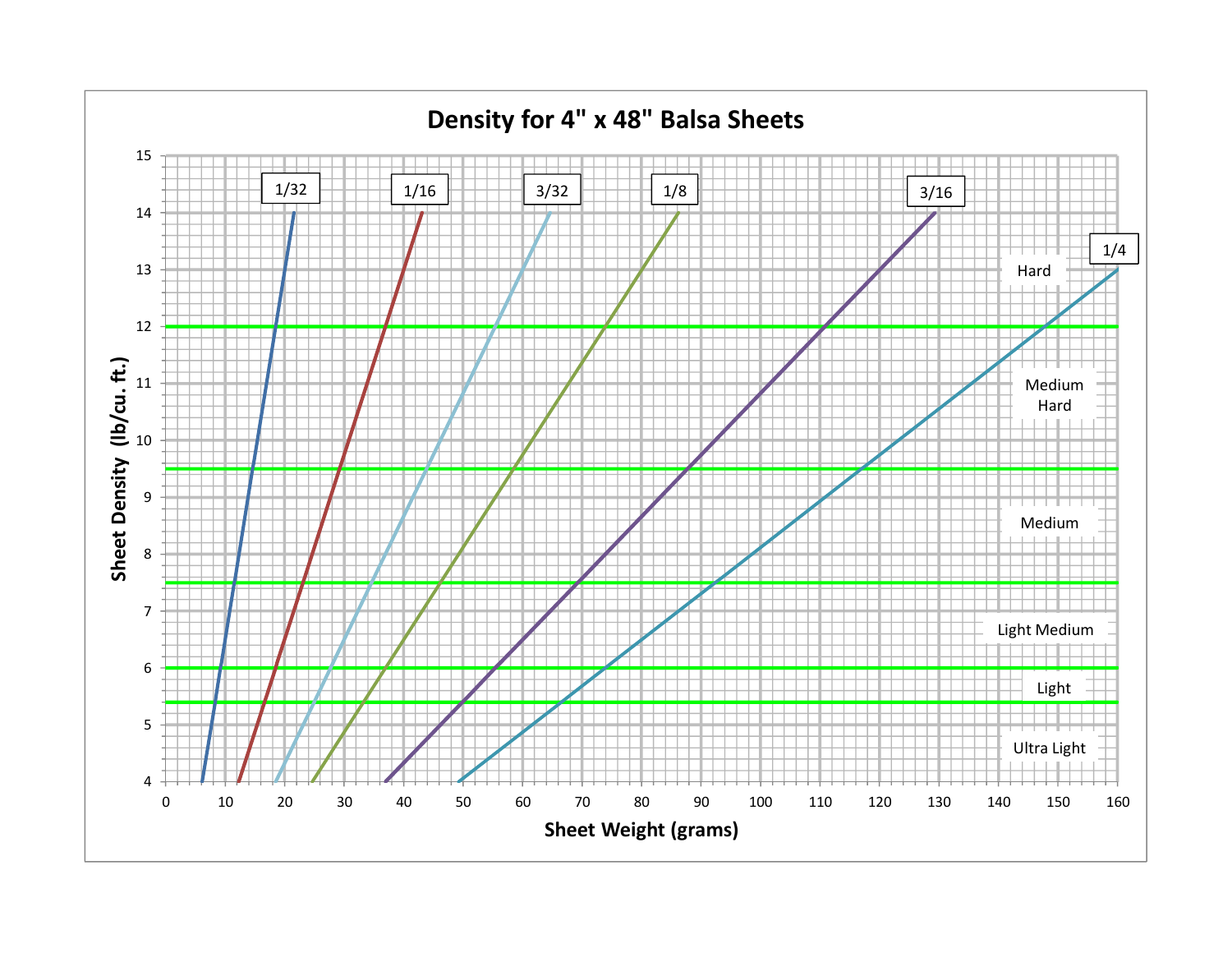# Density for 4" x 48" Balsa Sheets

Sheet Density (lb/cu. ft.)

15
14
13
12
11
10
9
8
7
6
5
4

Sheet Weight (grams)

0 10 20 30 40 50 60 70 80 90 100 110 120 130 140 150 160

1/32
1/16
3/32
1/8
3/16
1/4

Hard
Medium Hard
Medium
Light Medium
Light
Ultra Light